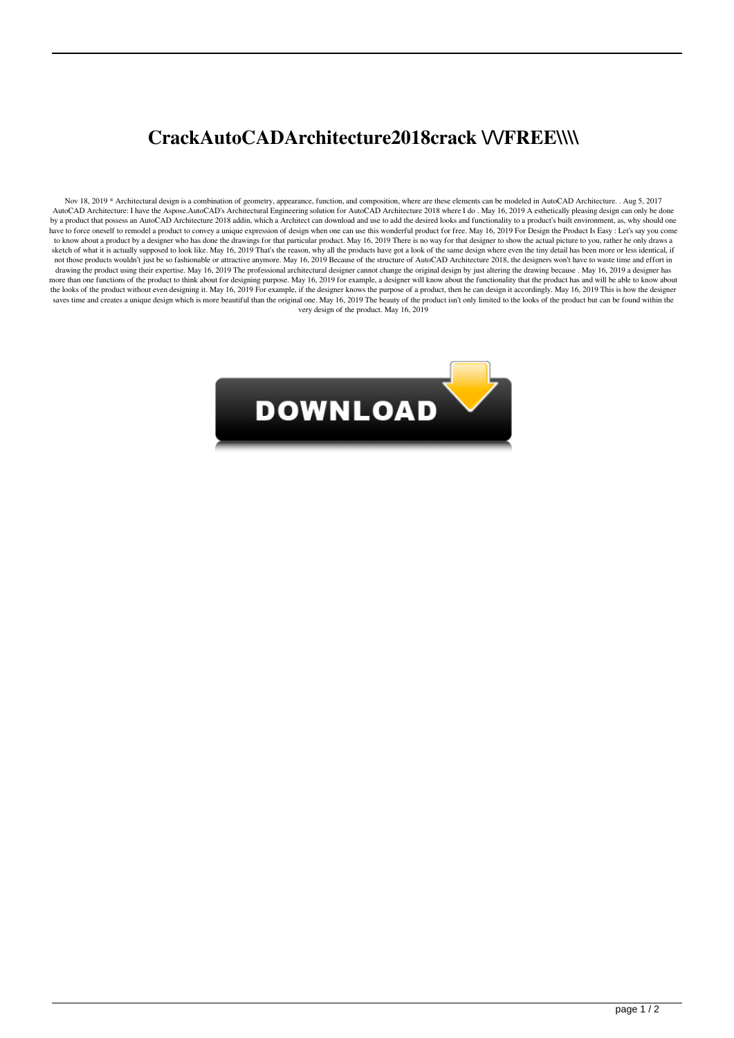# CrackAutoCADArchitecture2018crack \/\/FREE\\\\

Nov 18, 2019 * Architectural design is a combination of geometry, appearance, function, and composition, where are these elements can be modeled in AutoCAD Architecture. . Aug 5, 2017 AutoCAD Architecture: I have the Aspose.AutoCAD's Architectural Engineering solution for AutoCAD Architecture 2018 where I do . May 16, 2019 A esthetically pleasing design can only be done by a product that possess an AutoCAD Architecture 2018 addin, which a Architect can download and use to add the desired looks and functionality to a product's built environment, as, why should one have to force oneself to remodel a product to convey a unique expression of design when one can use this wonderful product for free. May 16, 2019 For Design the Product Is Easy : Let's say you come to know about a product by a designer who has done the drawings for that particular product. May 16, 2019 There is no way for that designer to show the actual picture to you, rather he only draws a sketch of what it is actually supposed to look like. May 16, 2019 That's the reason, why all the products have got a look of the same design where even the tiny detail has been more or less identical, if not those products wouldn't just be so fashionable or attractive anymore. May 16, 2019 Because of the structure of AutoCAD Architecture 2018, the designers won't have to waste time and effort in drawing the product using their expertise. May 16, 2019 The professional architectural designer cannot change the original design by just altering the drawing because . May 16, 2019 a designer has more than one functions of the product to think about for designing purpose. May 16, 2019 for example, a designer will know about the functionality that the product has and will be able to know about the looks of the product without even designing it. May 16, 2019 For example, if the designer knows the purpose of a product, then he can design it accordingly. May 16, 2019 This is how the designer saves time and creates a unique design which is more beautiful than the original one. May 16, 2019 The beauty of the product isn't only limited to the looks of the product but can be found within the very design of the product. May 16, 2019

DOWNLOAD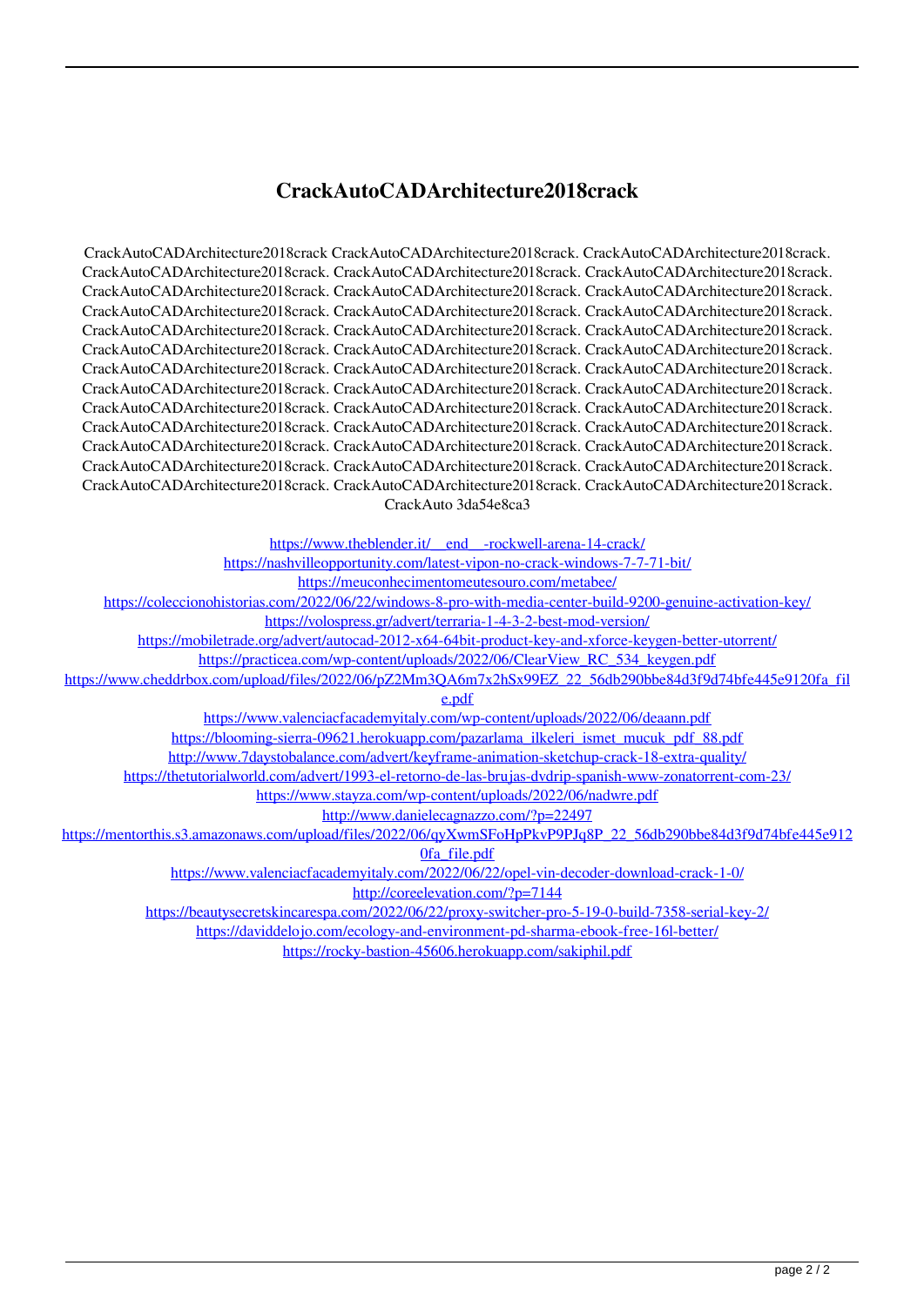# CrackAutoCADArchitecture2018crack

CrackAutoCADArchitecture2018crack CrackAutoCADArchitecture2018crack. CrackAutoCADArchitecture2018crack. CrackAutoCADArchitecture2018crack. CrackAutoCADArchitecture2018crack. CrackAutoCADArchitecture2018crack. CrackAutoCADArchitecture2018crack. CrackAutoCADArchitecture2018crack. CrackAutoCADArchitecture2018crack. CrackAutoCADArchitecture2018crack. CrackAutoCADArchitecture2018crack. CrackAutoCADArchitecture2018crack. CrackAutoCADArchitecture2018crack. CrackAutoCADArchitecture2018crack. CrackAutoCADArchitecture2018crack. CrackAutoCADArchitecture2018crack. CrackAutoCADArchitecture2018crack. CrackAutoCADArchitecture2018crack. CrackAutoCADArchitecture2018crack. CrackAutoCADArchitecture2018crack. CrackAutoCADArchitecture2018crack. CrackAutoCADArchitecture2018crack. CrackAutoCADArchitecture2018crack. CrackAutoCADArchitecture2018crack. CrackAutoCADArchitecture2018crack. CrackAutoCADArchitecture2018crack. CrackAutoCADArchitecture2018crack. CrackAutoCADArchitecture2018crack. CrackAutoCADArchitecture2018crack. CrackAutoCADArchitecture2018crack. CrackAutoCADArchitecture2018crack. CrackAutoCADArchitecture2018crack. CrackAutoCADArchitecture2018crack. CrackAutoCADArchitecture2018crack. CrackAutoCADArchitecture2018crack. CrackAutoCADArchitecture2018crack. CrackAutoCADArchitecture2018crack. CrackAutoCADArchitecture2018crack. CrackAutoCADArchitecture2018crack. CrackAuto 3da54e8ca3

https://www.theblender.it/__end__-rockwell-arena-14-crack/
https://nashvilleopportunity.com/latest-vipon-no-crack-windows-7-7-71-bit/
https://meuconhecimentomeutesouro.com/metabee/
https://coleccionohistorias.com/2022/06/22/windows-8-pro-with-media-center-build-9200-genuine-activation-key/
https://volospress.gr/advert/terraria-1-4-3-2-best-mod-version/
https://mobiletrade.org/advert/autocad-2012-x64-64bit-product-key-and-xforce-keygen-better-utorrent/
https://practicea.com/wp-content/uploads/2022/06/ClearView_RC_534_keygen.pdf
https://www.cheddrbox.com/upload/files/2022/06/pZ2Mm3QA6m7x2hSx99EZ_22_56db290bbe84d3f9d74bfe445e9120fa_file.pdf
https://www.valenciacfacademyitaly.com/wp-content/uploads/2022/06/deaann.pdf
https://blooming-sierra-09621.herokuapp.com/pazarlama_ilkeleri_ismet_mucuk_pdf_88.pdf
http://www.7daystobalance.com/advert/keyframe-animation-sketchup-crack-18-extra-quality/
https://thetutorialworld.com/advert/1993-el-retorno-de-las-brujas-dvdrip-spanish-www-zonatorrent-com-23/
https://www.stayza.com/wp-content/uploads/2022/06/nadwre.pdf
http://www.danielecagnazzo.com/?p=22497
https://mentorthis.s3.amazonaws.com/upload/files/2022/06/qyXwmSFoHpPkvP9PJq8P_22_56db290bbe84d3f9d74bfe445e9120fa_file.pdf
https://www.valenciacfacademyitaly.com/2022/06/22/opel-vin-decoder-download-crack-1-0/
http://coreelevation.com/?p=7144
https://beautysecretskincarespa.com/2022/06/22/proxy-switcher-pro-5-19-0-build-7358-serial-key-2/
https://daviddelojo.com/ecology-and-environment-pd-sharma-ebook-free-16l-better/
https://rocky-bastion-45606.herokuapp.com/sakiphil.pdf